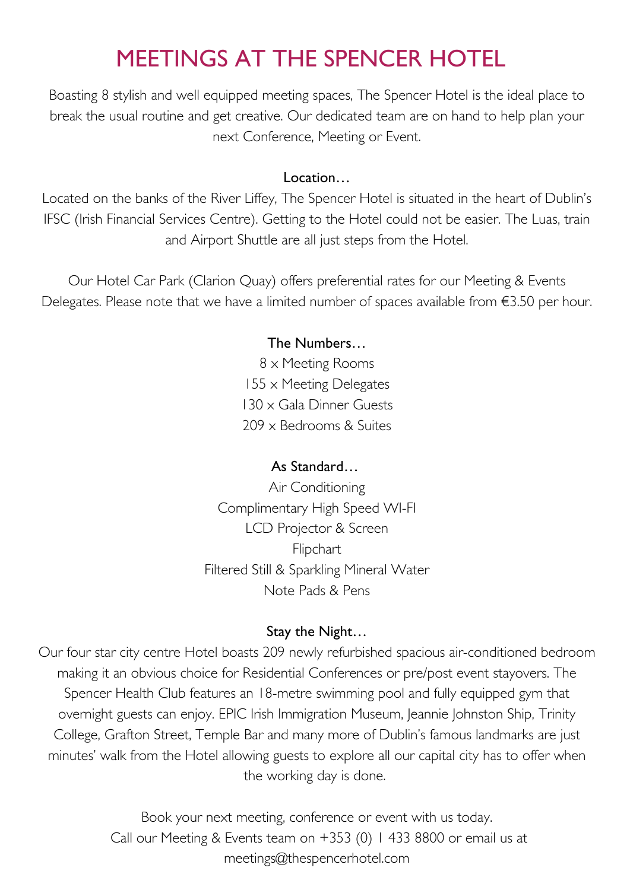# MEETINGS AT THE SPENCER HOTEL

Boasting 8 stylish and well equipped meeting spaces, The Spencer Hotel is the ideal place to break the usual routine and get creative. Our dedicated team are on hand to help plan your next Conference, Meeting or Event.

## Location…

Located on the banks of the River Liffey, The Spencer Hotel is situated in the heart of Dublin's IFSC (Irish Financial Services Centre). Getting to the Hotel could not be easier. The Luas, train and Airport Shuttle are all just steps from the Hotel.

Our Hotel Car Park (Clarion Quay) offers preferential rates for our Meeting & Events Delegates. Please note that we have a limited number of spaces available from €3.50 per hour.

## The Numbers…

8 x Meeting Rooms
155 x Meeting Delegates
130 x Gala Dinner Guests
209 x Bedrooms & Suites

## As Standard…

Air Conditioning
Complimentary High Speed WI-FI
LCD Projector & Screen
Flipchart
Filtered Still & Sparkling Mineral Water
Note Pads & Pens

## Stay the Night…

Our four star city centre Hotel boasts 209 newly refurbished spacious air-conditioned bedroom making it an obvious choice for Residential Conferences or pre/post event stayovers. The Spencer Health Club features an 18-metre swimming pool and fully equipped gym that overnight guests can enjoy. EPIC Irish Immigration Museum, Jeannie Johnston Ship, Trinity College, Grafton Street, Temple Bar and many more of Dublin's famous landmarks are just minutes' walk from the Hotel allowing guests to explore all our capital city has to offer when the working day is done.

Book your next meeting, conference or event with us today.
Call our Meeting & Events team on +353 (0) 1 433 8800 or email us at meetings@thespencerhotel.com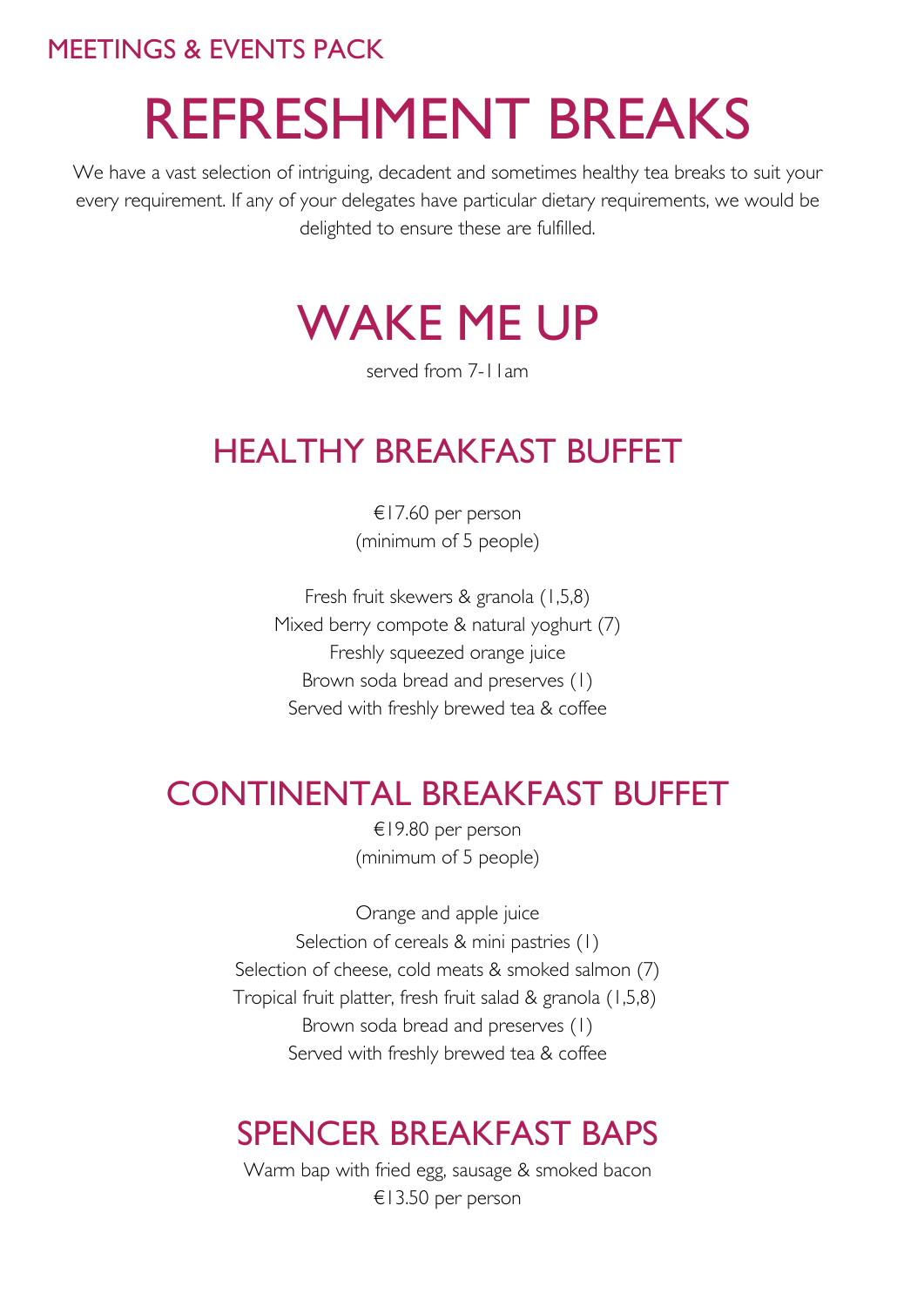MEETINGS & EVENTS PACK

# REFRESHMENT BREAKS

We have a vast selection of intriguing, decadent and sometimes healthy tea breaks to suit your every requirement. If any of your delegates have particular dietary requirements, we would be delighted to ensure these are fulfilled.

## WAKE ME UP

served from 7-11am

### HEALTHY BREAKFAST BUFFET

€17.60 per person
(minimum of 5 people)

Fresh fruit skewers & granola (1,5,8)
Mixed berry compote & natural yoghurt (7)
Freshly squeezed orange juice
Brown soda bread and preserves (1)
Served with freshly brewed tea & coffee

### CONTINENTAL BREAKFAST BUFFET

€19.80 per person
(minimum of 5 people)

Orange and apple juice
Selection of cereals & mini pastries (1)
Selection of cheese, cold meats & smoked salmon (7)
Tropical fruit platter, fresh fruit salad & granola (1,5,8)
Brown soda bread and preserves (1)
Served with freshly brewed tea & coffee

### SPENCER BREAKFAST BAPS

Warm bap with fried egg, sausage & smoked bacon
€13.50 per person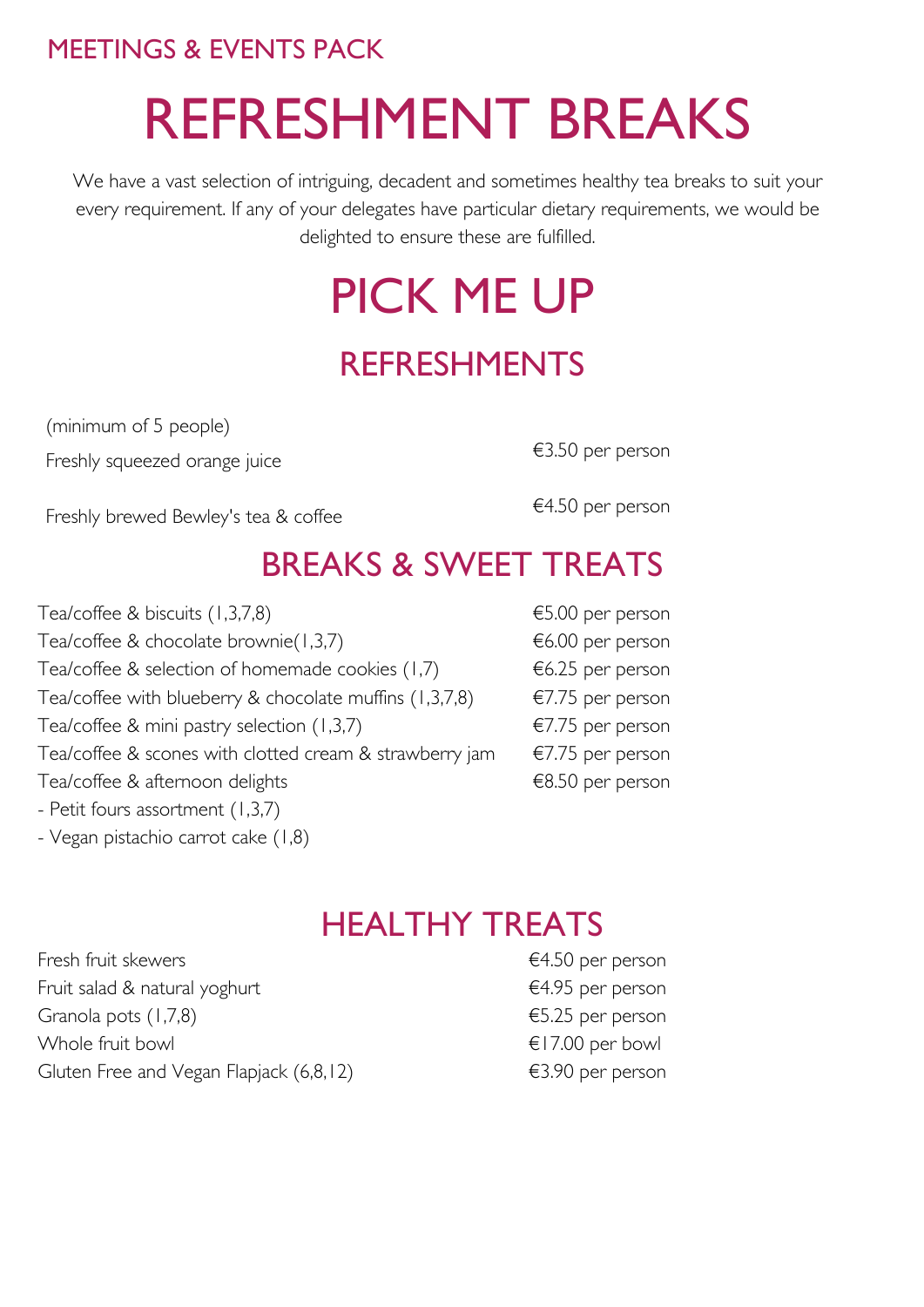MEETINGS & EVENTS PACK

# REFRESHMENT BREAKS

We have a vast selection of intriguing, decadent and sometimes healthy tea breaks to suit your every requirement. If any of your delegates have particular dietary requirements, we would be delighted to ensure these are fulfilled.

# PICK ME UP

## REFRESHMENTS

(minimum of 5 people)

| | |
|---|---|
| Freshly squeezed orange juice | €3.50 per person |
| Freshly brewed Bewley's tea & coffee | €4.50 per person |

## BREAKS & SWEET TREATS

| | |
|---|---|
| Tea/coffee & biscuits (1,3,7,8) | €5.00 per person |
| Tea/coffee & chocolate brownie(1,3,7) | €6.00 per person |
| Tea/coffee & selection of homemade cookies (1,7) | €6.25 per person |
| Tea/coffee with blueberry & chocolate muffins (1,3,7,8) | €7.75 per person |
| Tea/coffee & mini pastry selection (1,3,7) | €7.75 per person |
| Tea/coffee & scones with clotted cream & strawberry jam | €7.75 per person |
| Tea/coffee & afternoon delights | €8.50 per person |

- Petit fours assortment (1,3,7)
- Vegan pistachio carrot cake (1,8)

## HEALTHY TREATS

| | |
|---|---|
| Fresh fruit skewers | €4.50 per person |
| Fruit salad & natural yoghurt | €4.95 per person |
| Granola pots (1,7,8) | €5.25 per person |
| Whole fruit bowl | €17.00 per bowl |
| Gluten Free and Vegan Flapjack (6,8,12) | €3.90 per person |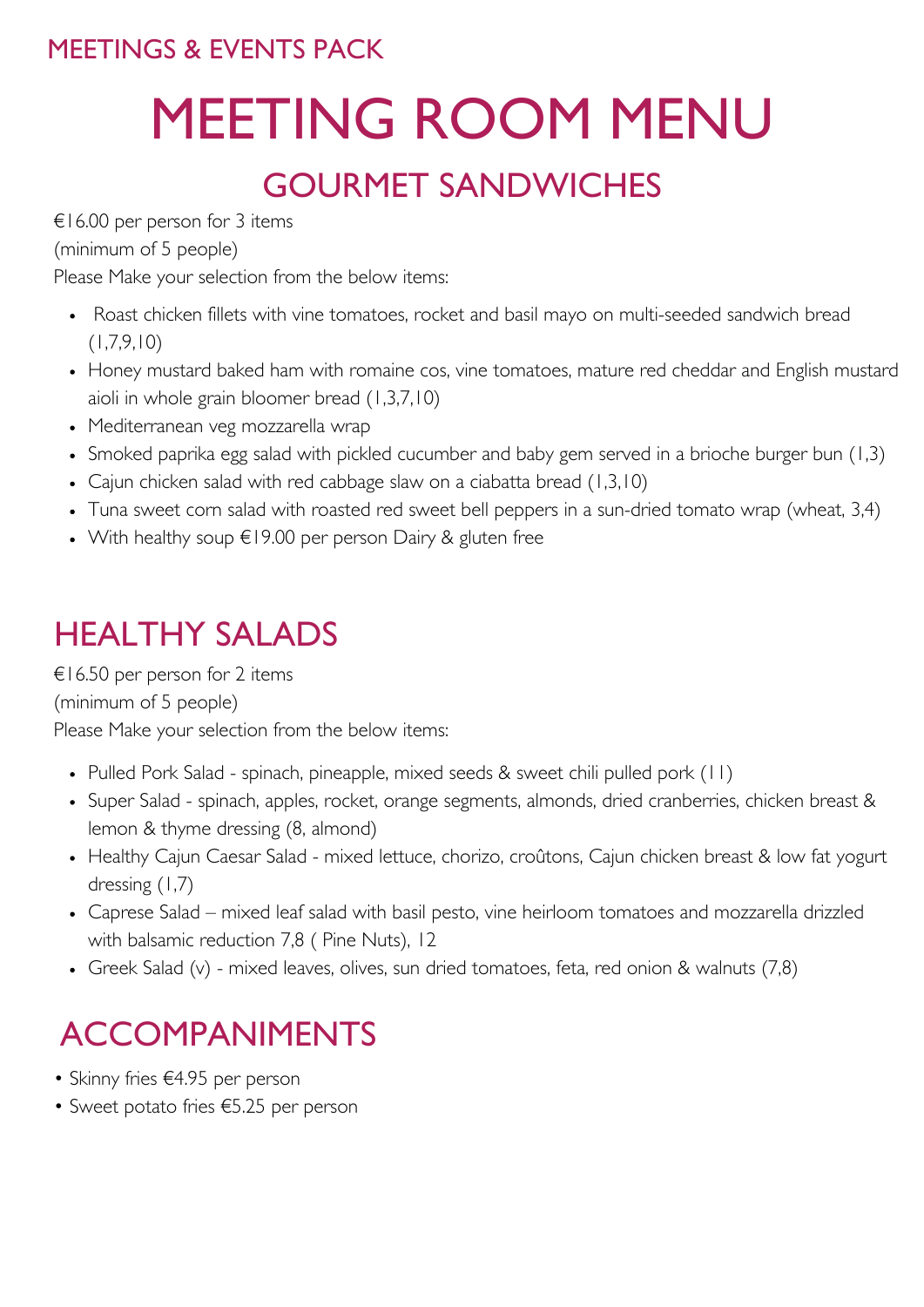MEETINGS & EVENTS PACK

# MEETING ROOM MENU

## GOURMET SANDWICHES

€16.00 per person for 3 items

(minimum of 5 people)

Please Make your selection from the below items:

- Roast chicken fillets with vine tomatoes, rocket and basil mayo on multi-seeded sandwich bread (1,7,9,10)
- Honey mustard baked ham with romaine cos, vine tomatoes, mature red cheddar and English mustard aioli in whole grain bloomer bread (1,3,7,10)
- Mediterranean veg mozzarella wrap
- Smoked paprika egg salad with pickled cucumber and baby gem served in a brioche burger bun (1,3)
- Cajun chicken salad with red cabbage slaw on a ciabatta bread (1,3,10)
- Tuna sweet corn salad with roasted red sweet bell peppers in a sun-dried tomato wrap (wheat, 3,4)
- With healthy soup €19.00 per person Dairy & gluten free

## HEALTHY SALADS

€16.50 per person for 2 items

(minimum of 5 people)

Please Make your selection from the below items:

- Pulled Pork Salad - spinach, pineapple, mixed seeds & sweet chili pulled pork (11)
- Super Salad - spinach, apples, rocket, orange segments, almonds, dried cranberries, chicken breast & lemon & thyme dressing (8, almond)
- Healthy Cajun Caesar Salad - mixed lettuce, chorizo, croûtons, Cajun chicken breast & low fat yogurt dressing (1,7)
- Caprese Salad – mixed leaf salad with basil pesto, vine heirloom tomatoes and mozzarella drizzled with balsamic reduction 7,8 ( Pine Nuts), 12
- Greek Salad (v) - mixed leaves, olives, sun dried tomatoes, feta, red onion & walnuts (7,8)

## ACCOMPANIMENTS

- Skinny fries €4.95 per person
- Sweet potato fries €5.25 per person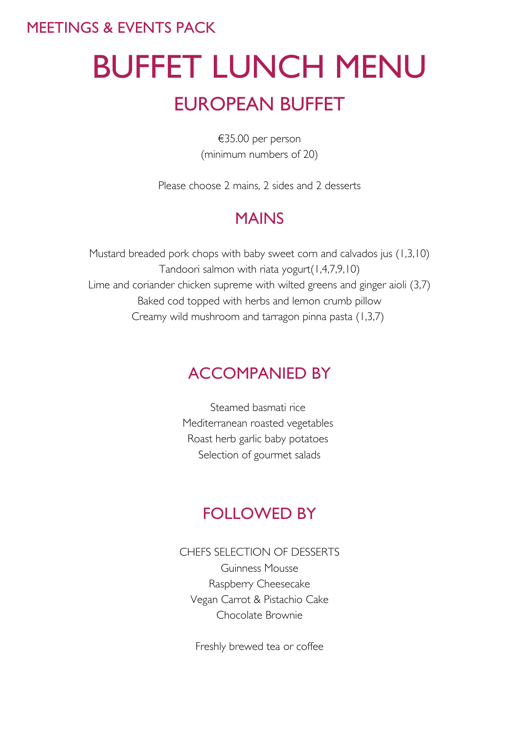MEETINGS & EVENTS PACK

# BUFFET LUNCH MENU

## EUROPEAN BUFFET

€35.00 per person
(minimum numbers of 20)

Please choose 2 mains, 2 sides and 2 desserts

### MAINS

Mustard breaded pork chops with baby sweet corn and calvados jus (1,3,10)
Tandoori salmon with riata yogurt(1,4,7,9,10)
Lime and coriander chicken supreme with wilted greens and ginger aioli (3,7)
Baked cod topped with herbs and lemon crumb pillow
Creamy wild mushroom and tarragon pinna pasta (1,3,7)

### ACCOMPANIED BY

Steamed basmati rice
Mediterranean roasted vegetables
Roast herb garlic baby potatoes
Selection of gourmet salads

### FOLLOWED BY

CHEFS SELECTION OF DESSERTS
Guinness Mousse
Raspberry Cheesecake
Vegan Carrot & Pistachio Cake
Chocolate Brownie

Freshly brewed tea or coffee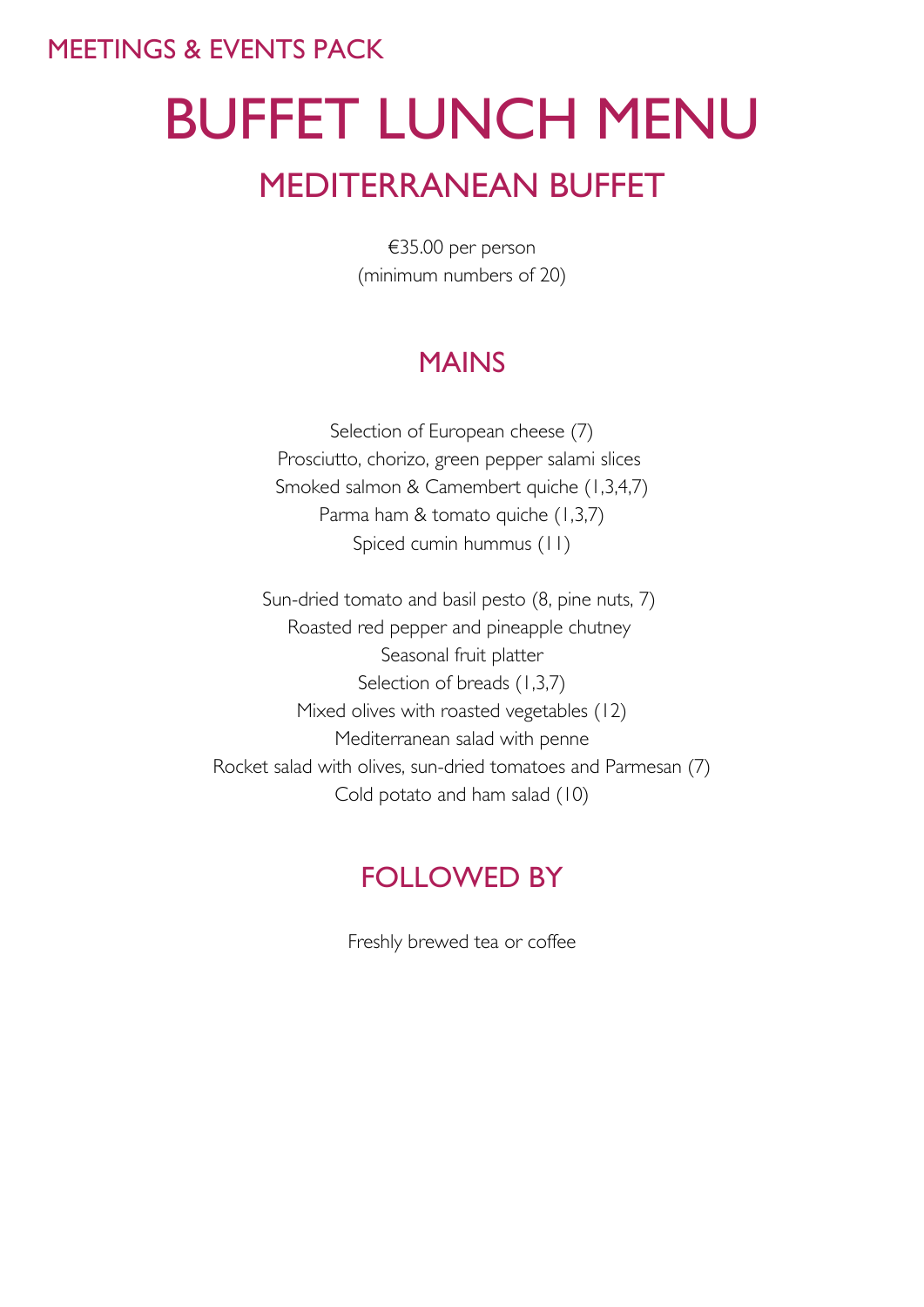MEETINGS & EVENTS PACK

# BUFFET LUNCH MENU

## MEDITERRANEAN BUFFET

€35.00 per person
(minimum numbers of 20)

### MAINS

Selection of European cheese (7)
Prosciutto, chorizo, green pepper salami slices
Smoked salmon & Camembert quiche (1,3,4,7)
Parma ham & tomato quiche (1,3,7)
Spiced cumin hummus (11)

Sun-dried tomato and basil pesto (8, pine nuts, 7)
Roasted red pepper and pineapple chutney
Seasonal fruit platter
Selection of breads (1,3,7)
Mixed olives with roasted vegetables (12)
Mediterranean salad with penne
Rocket salad with olives, sun-dried tomatoes and Parmesan (7)
Cold potato and ham salad (10)

### FOLLOWED BY

Freshly brewed tea or coffee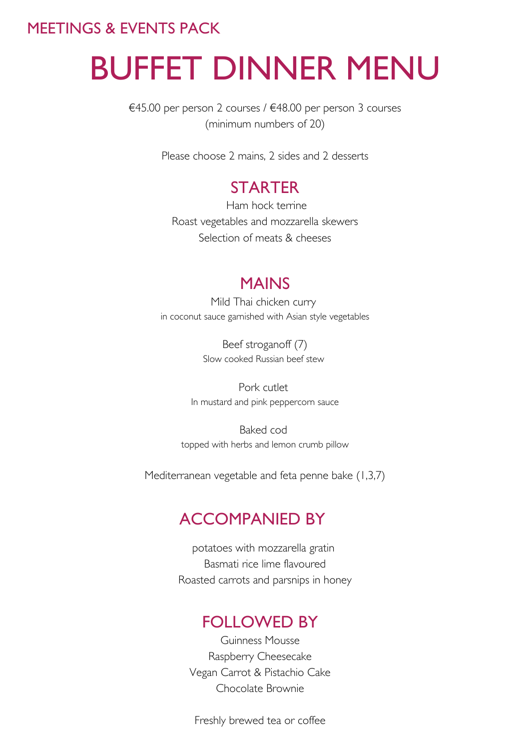MEETINGS & EVENTS PACK

# BUFFET DINNER MENU

€45.00 per person 2 courses / €48.00 per person 3 courses
(minimum numbers of 20)

Please choose 2 mains, 2 sides and 2 desserts

## STARTER

Ham hock terrine
Roast vegetables and mozzarella skewers
Selection of meats & cheeses

## MAINS

Mild Thai chicken curry
in coconut sauce garnished with Asian style vegetables

Beef stroganoff (7)
Slow cooked Russian beef stew

Pork cutlet
In mustard and pink peppercorn sauce

Baked cod
topped with herbs and lemon crumb pillow

Mediterranean vegetable and feta penne bake (1,3,7)

## ACCOMPANIED BY

potatoes with mozzarella gratin
Basmati rice lime flavoured
Roasted carrots and parsnips in honey

## FOLLOWED BY

Guinness Mousse
Raspberry Cheesecake
Vegan Carrot & Pistachio Cake
Chocolate Brownie

Freshly brewed tea or coffee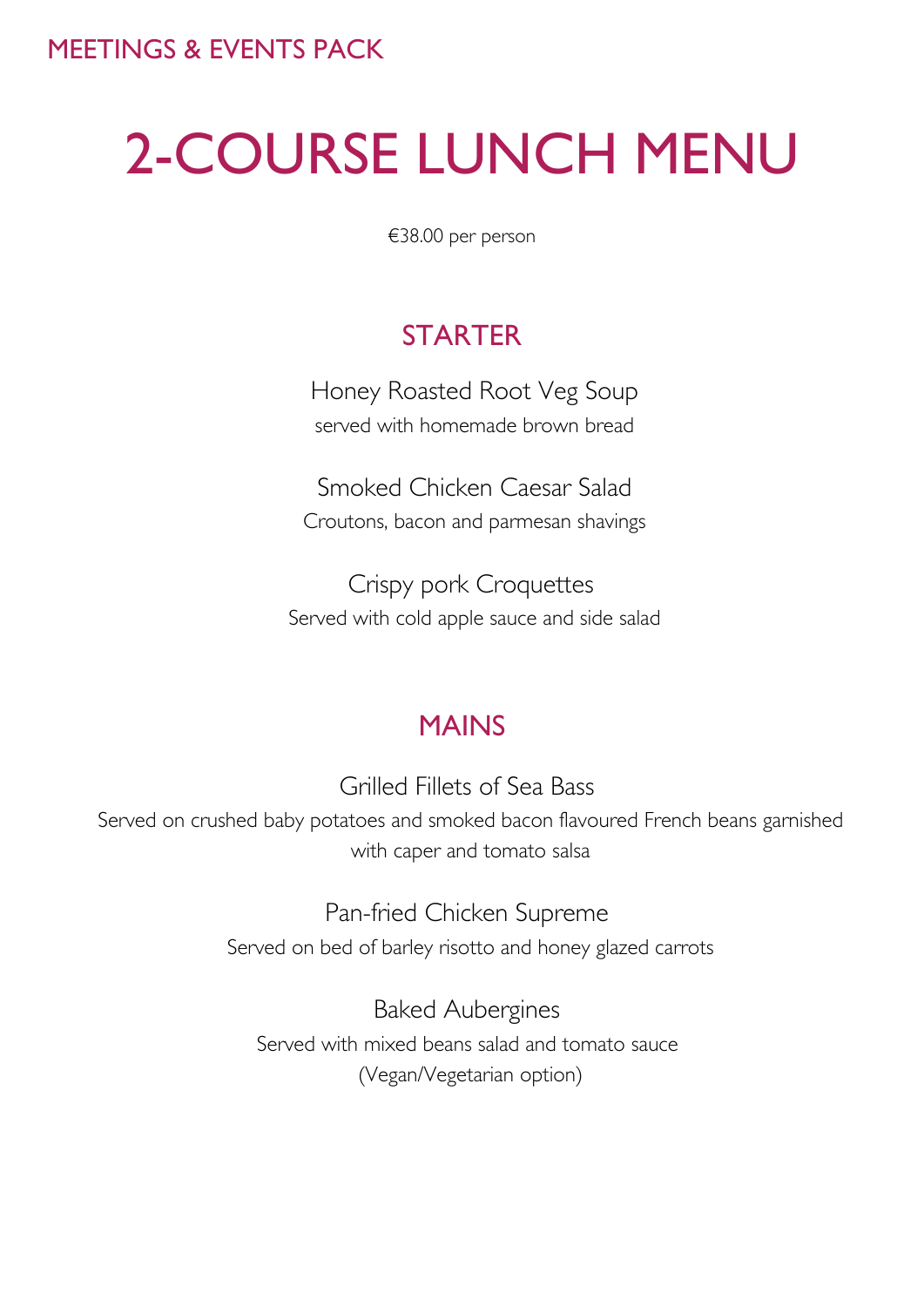# 2-COURSE LUNCH MENU

€38.00 per person

## STARTER

Honey Roasted Root Veg Soup
served with homemade brown bread

Smoked Chicken Caesar Salad
Croutons, bacon and parmesan shavings

Crispy pork Croquettes
Served with cold apple sauce and side salad

## MAINS

Grilled Fillets of Sea Bass
Served on crushed baby potatoes and smoked bacon flavoured French beans garnished with caper and tomato salsa

Pan-fried Chicken Supreme
Served on bed of barley risotto and honey glazed carrots

Baked Aubergines
Served with mixed beans salad and tomato sauce
(Vegan/Vegetarian option)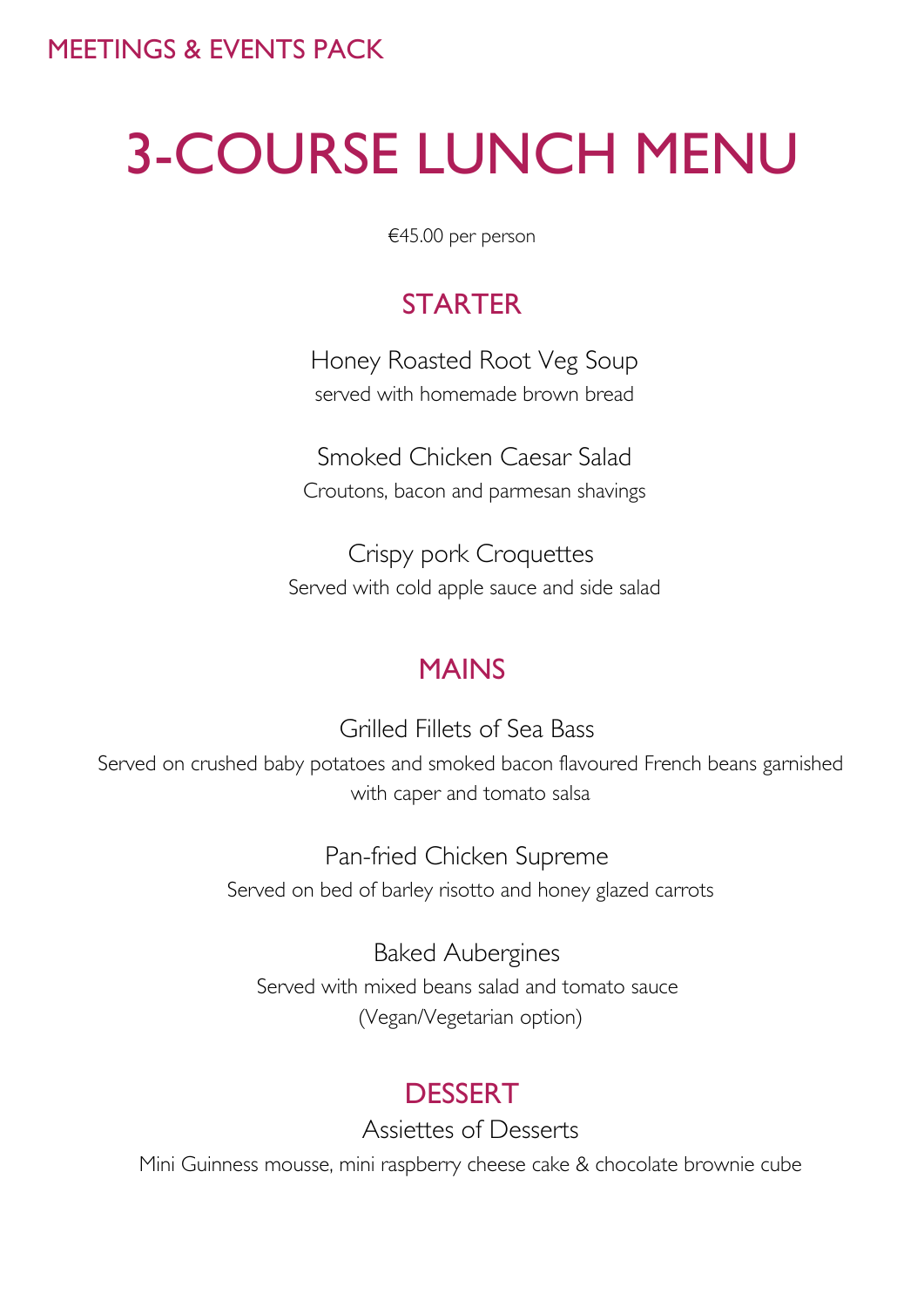MEETINGS & EVENTS PACK

# 3-COURSE LUNCH MENU

€45.00 per person

## STARTER

Honey Roasted Root Veg Soup
served with homemade brown bread

Smoked Chicken Caesar Salad
Croutons, bacon and parmesan shavings

Crispy pork Croquettes
Served with cold apple sauce and side salad

## MAINS

Grilled Fillets of Sea Bass
Served on crushed baby potatoes and smoked bacon flavoured French beans garnished with caper and tomato salsa

Pan-fried Chicken Supreme
Served on bed of barley risotto and honey glazed carrots

Baked Aubergines
Served with mixed beans salad and tomato sauce
(Vegan/Vegetarian option)

## DESSERT

Assiettes of Desserts
Mini Guinness mousse, mini raspberry cheese cake & chocolate brownie cube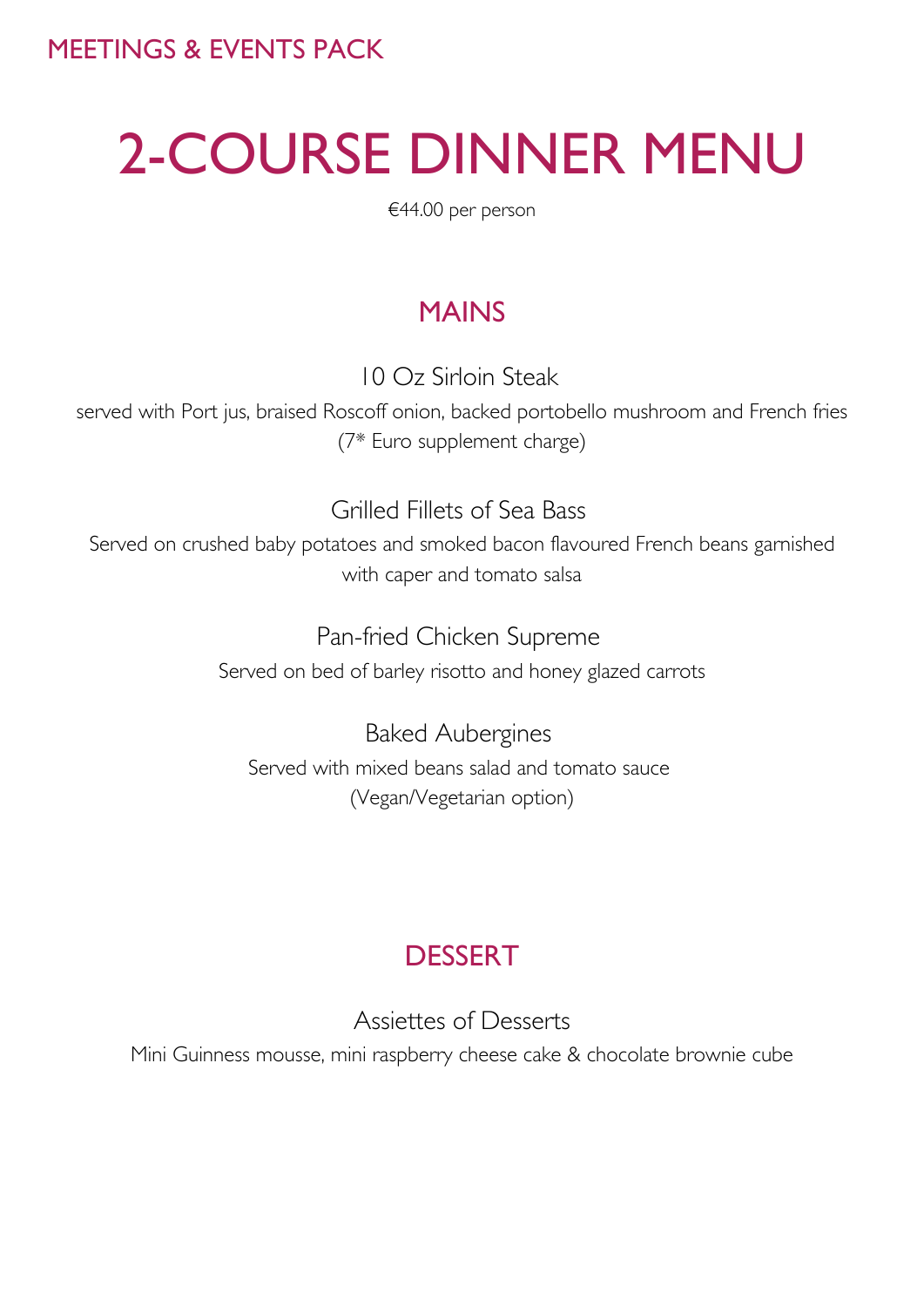MEETINGS & EVENTS PACK

# 2-COURSE DINNER MENU

€44.00 per person

## MAINS

### 10 Oz Sirloin Steak

served with Port jus, braised Roscoff onion, backed portobello mushroom and French fries
(7* Euro supplement charge)

### Grilled Fillets of Sea Bass

Served on crushed baby potatoes and smoked bacon flavoured French beans garnished with caper and tomato salsa

### Pan-fried Chicken Supreme

Served on bed of barley risotto and honey glazed carrots

### Baked Aubergines

Served with mixed beans salad and tomato sauce
(Vegan/Vegetarian option)

## DESSERT

### Assiettes of Desserts

Mini Guinness mousse, mini raspberry cheese cake & chocolate brownie cube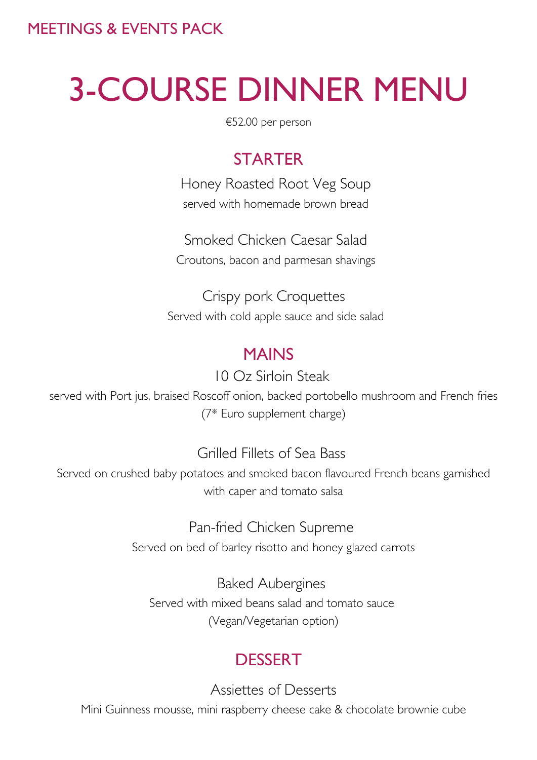MEETINGS & EVENTS PACK

# 3-COURSE DINNER MENU

€52.00 per person

## STARTER

Honey Roasted Root Veg Soup

served with homemade brown bread

Smoked Chicken Caesar Salad

Croutons, bacon and parmesan shavings

Crispy pork Croquettes

Served with cold apple sauce and side salad

## MAINS

10 Oz Sirloin Steak

served with Port jus, braised Roscoff onion, backed portobello mushroom and French fries

(7* Euro supplement charge)

Grilled Fillets of Sea Bass

Served on crushed baby potatoes and smoked bacon flavoured French beans garnished with caper and tomato salsa

Pan-fried Chicken Supreme

Served on bed of barley risotto and honey glazed carrots

Baked Aubergines

Served with mixed beans salad and tomato sauce

(Vegan/Vegetarian option)

## DESSERT

Assiettes of Desserts

Mini Guinness mousse, mini raspberry cheese cake & chocolate brownie cube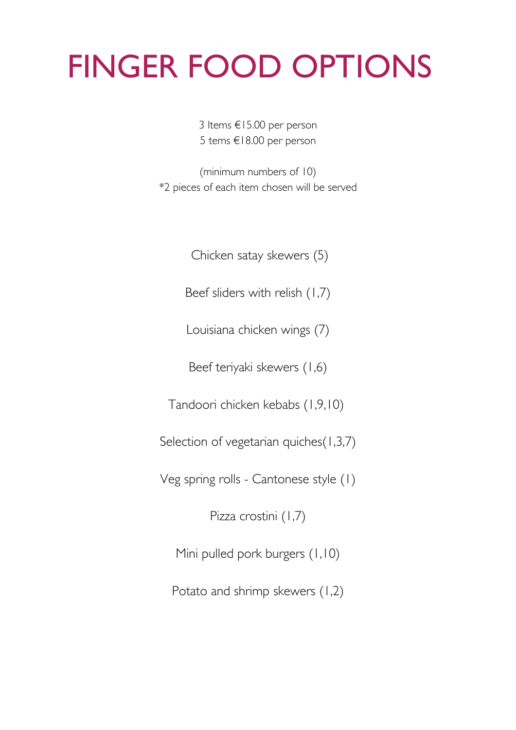# FINGER FOOD OPTIONS

3 Items €15.00 per person
5 tems €18.00 per person

(minimum numbers of 10)
*2 pieces of each item chosen will be served

Chicken satay skewers (5)

Beef sliders with relish (1,7)

Louisiana chicken wings (7)

Beef teriyaki skewers (1,6)

Tandoori chicken kebabs (1,9,10)

Selection of vegetarian quiches(1,3,7)

Veg spring rolls - Cantonese style (1)

Pizza crostini (1,7)

Mini pulled pork burgers (1,10)

Potato and shrimp skewers (1,2)